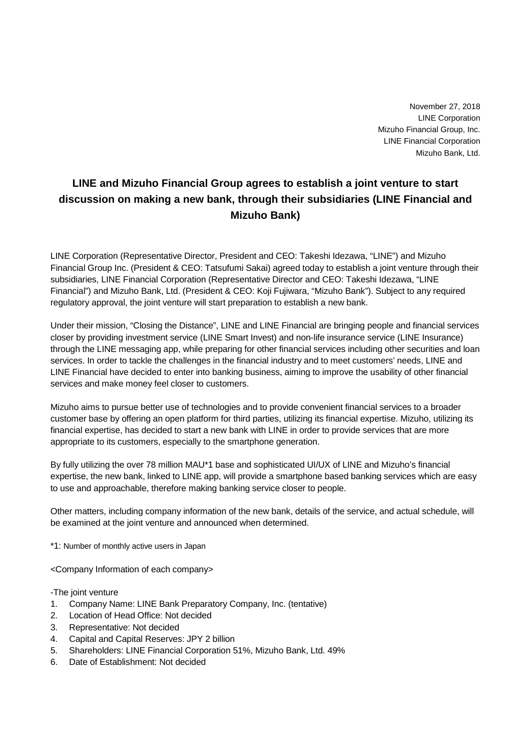November 27, 2018
LINE Corporation
Mizuho Financial Group, Inc.
LINE Financial Corporation
Mizuho Bank, Ltd.

# LINE and Mizuho Financial Group agrees to establish a joint venture to start discussion on making a new bank, through their subsidiaries (LINE Financial and Mizuho Bank)

LINE Corporation (Representative Director, President and CEO: Takeshi Idezawa, "LINE") and Mizuho Financial Group Inc. (President & CEO: Tatsufumi Sakai) agreed today to establish a joint venture through their subsidiaries, LINE Financial Corporation (Representative Director and CEO: Takeshi Idezawa, "LINE Financial") and Mizuho Bank, Ltd. (President & CEO: Koji Fujiwara, "Mizuho Bank"). Subject to any required regulatory approval, the joint venture will start preparation to establish a new bank.

Under their mission, "Closing the Distance", LINE and LINE Financial are bringing people and financial services closer by providing investment service (LINE Smart Invest) and non-life insurance service (LINE Insurance) through the LINE messaging app, while preparing for other financial services including other securities and loan services. In order to tackle the challenges in the financial industry and to meet customers' needs, LINE and LINE Financial have decided to enter into banking business, aiming to improve the usability of other financial services and make money feel closer to customers.

Mizuho aims to pursue better use of technologies and to provide convenient financial services to a broader customer base by offering an open platform for third parties, utilizing its financial expertise. Mizuho, utilizing its financial expertise, has decided to start a new bank with LINE in order to provide services that are more appropriate to its customers, especially to the smartphone generation.

By fully utilizing the over 78 million MAU*1 base and sophisticated UI/UX of LINE and Mizuho's financial expertise, the new bank, linked to LINE app, will provide a smartphone based banking services which are easy to use and approachable, therefore making banking service closer to people.

Other matters, including company information of the new bank, details of the service, and actual schedule, will be examined at the joint venture and announced when determined.

*1: Number of monthly active users in Japan

<Company Information of each company>

-The joint venture

1. Company Name: LINE Bank Preparatory Company, Inc. (tentative)
2. Location of Head Office: Not decided
3. Representative: Not decided
4. Capital and Capital Reserves: JPY 2 billion
5. Shareholders: LINE Financial Corporation 51%, Mizuho Bank, Ltd. 49%
6. Date of Establishment: Not decided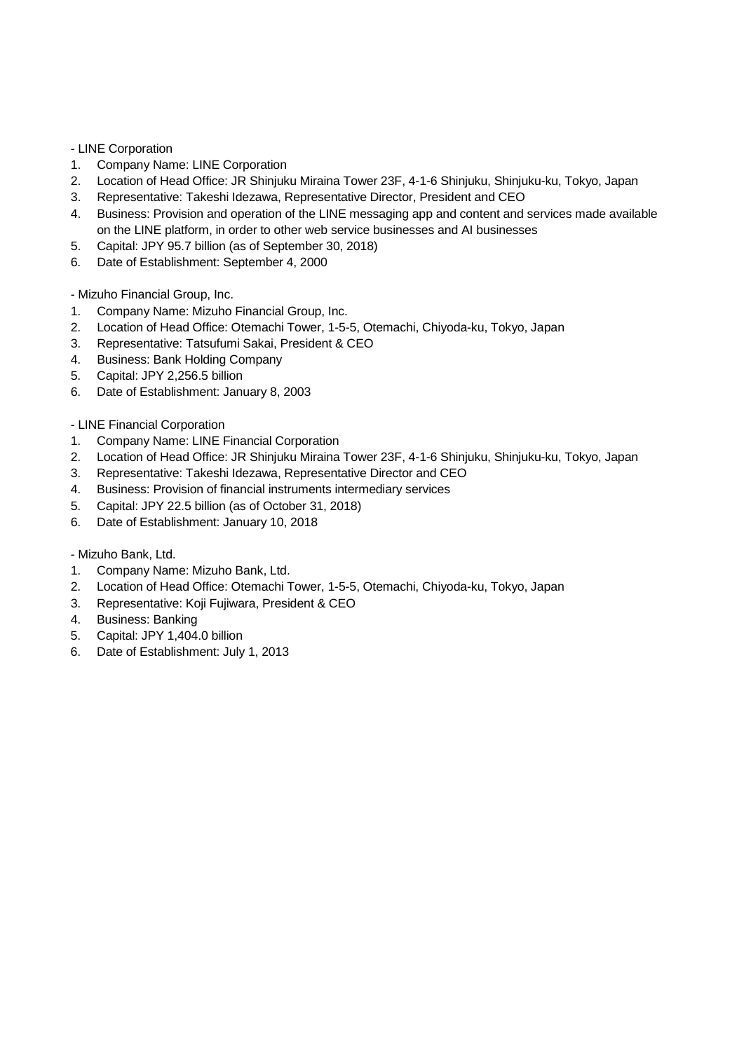- LINE Corporation

1. Company Name: LINE Corporation
2. Location of Head Office: JR Shinjuku Miraina Tower 23F, 4-1-6 Shinjuku, Shinjuku-ku, Tokyo, Japan
3. Representative: Takeshi Idezawa, Representative Director, President and CEO
4. Business: Provision and operation of the LINE messaging app and content and services made available on the LINE platform, in order to other web service businesses and AI businesses
5. Capital: JPY 95.7 billion (as of September 30, 2018)
6. Date of Establishment: September 4, 2000

- Mizuho Financial Group, Inc.

1. Company Name: Mizuho Financial Group, Inc.
2. Location of Head Office: Otemachi Tower, 1-5-5, Otemachi, Chiyoda-ku, Tokyo, Japan
3. Representative: Tatsufumi Sakai, President & CEO
4. Business: Bank Holding Company
5. Capital: JPY 2,256.5 billion
6. Date of Establishment: January 8, 2003

- LINE Financial Corporation

1. Company Name: LINE Financial Corporation
2. Location of Head Office: JR Shinjuku Miraina Tower 23F, 4-1-6 Shinjuku, Shinjuku-ku, Tokyo, Japan
3. Representative: Takeshi Idezawa, Representative Director and CEO
4. Business: Provision of financial instruments intermediary services
5. Capital: JPY 22.5 billion (as of October 31, 2018)
6. Date of Establishment: January 10, 2018

- Mizuho Bank, Ltd.

1. Company Name: Mizuho Bank, Ltd.
2. Location of Head Office: Otemachi Tower, 1-5-5, Otemachi, Chiyoda-ku, Tokyo, Japan
3. Representative: Koji Fujiwara, President & CEO
4. Business: Banking
5. Capital: JPY 1,404.0 billion
6. Date of Establishment: July 1, 2013